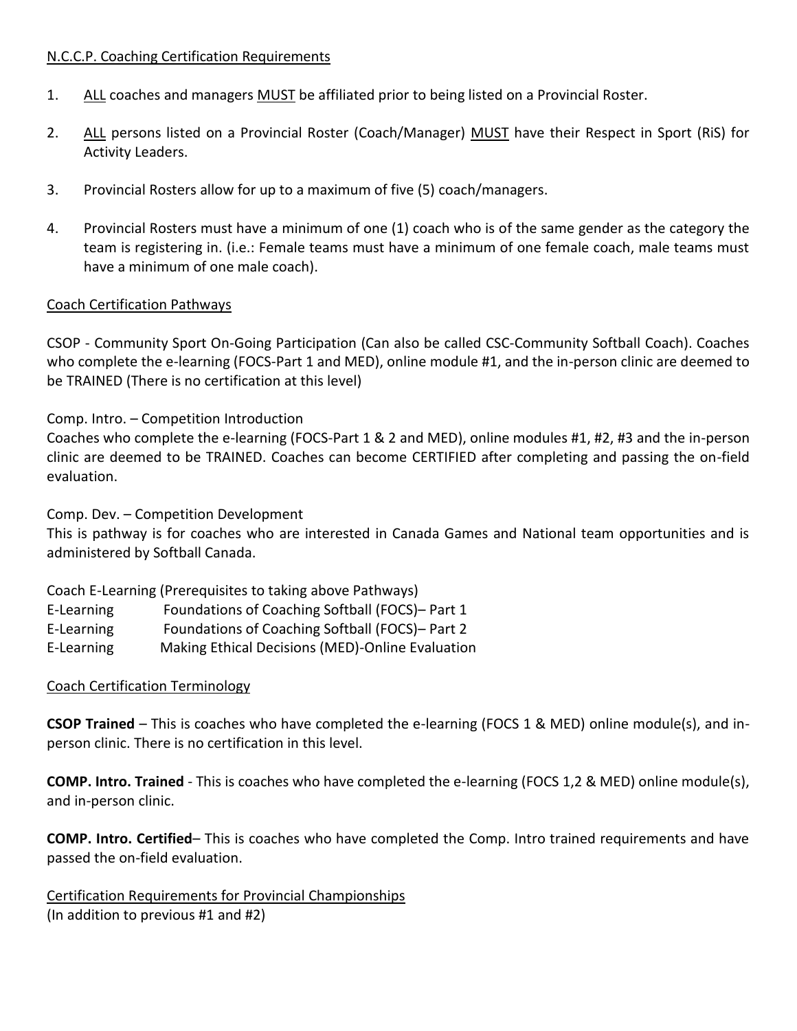## N.C.C.P. Coaching Certification Requirements

1. ALL coaches and managers MUST be affiliated prior to being listed on a Provincial Roster.
2. ALL persons listed on a Provincial Roster (Coach/Manager) MUST have their Respect in Sport (RiS) for Activity Leaders.
3. Provincial Rosters allow for up to a maximum of five (5) coach/managers.
4. Provincial Rosters must have a minimum of one (1) coach who is of the same gender as the category the team is registering in. (i.e.: Female teams must have a minimum of one female coach, male teams must have a minimum of one male coach).

## Coach Certification Pathways

CSOP - Community Sport On-Going Participation (Can also be called CSC-Community Softball Coach). Coaches who complete the e-learning (FOCS-Part 1 and MED), online module #1, and the in-person clinic are deemed to be TRAINED (There is no certification at this level)

Comp. Intro. – Competition Introduction
Coaches who complete the e-learning (FOCS-Part 1 & 2 and MED), online modules #1, #2, #3 and the in-person clinic are deemed to be TRAINED. Coaches can become CERTIFIED after completing and passing the on-field evaluation.

Comp. Dev. – Competition Development
This is pathway is for coaches who are interested in Canada Games and National team opportunities and is administered by Softball Canada.

Coach E-Learning (Prerequisites to taking above Pathways)

| | |
|---|---|
| E-Learning | Foundations of Coaching Softball (FOCS)– Part 1 |
| E-Learning | Foundations of Coaching Softball (FOCS)– Part 2 |
| E-Learning | Making Ethical Decisions (MED)-Online Evaluation |

## Coach Certification Terminology

**CSOP Trained** – This is coaches who have completed the e-learning (FOCS 1 & MED) online module(s), and in-person clinic. There is no certification in this level.

**COMP. Intro. Trained** - This is coaches who have completed the e-learning (FOCS 1,2 & MED) online module(s), and in-person clinic.

**COMP. Intro. Certified**– This is coaches who have completed the Comp. Intro trained requirements and have passed the on-field evaluation.

## Certification Requirements for Provincial Championships

(In addition to previous #1 and #2)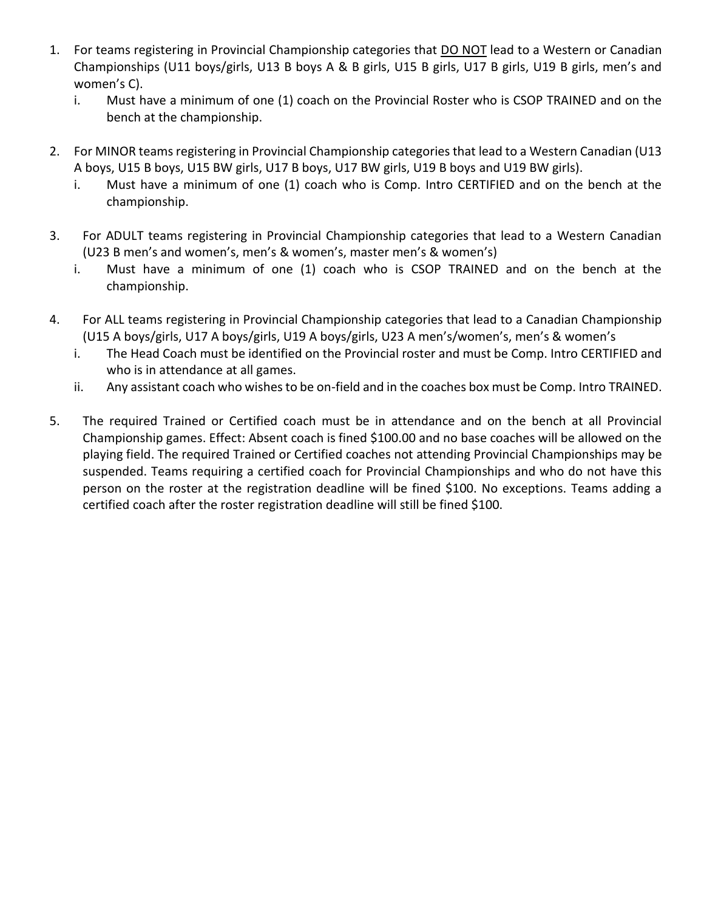1. For teams registering in Provincial Championship categories that DO NOT lead to a Western or Canadian Championships (U11 boys/girls, U13 B boys A & B girls, U15 B girls, U17 B girls, U19 B girls, men's and women's C).
   i. Must have a minimum of one (1) coach on the Provincial Roster who is CSOP TRAINED and on the bench at the championship.

2. For MINOR teams registering in Provincial Championship categories that lead to a Western Canadian (U13 A boys, U15 B boys, U15 BW girls, U17 B boys, U17 BW girls, U19 B boys and U19 BW girls).
   i. Must have a minimum of one (1) coach who is Comp. Intro CERTIFIED and on the bench at the championship.

3. For ADULT teams registering in Provincial Championship categories that lead to a Western Canadian (U23 B men's and women's, men's & women's, master men's & women's)
   i. Must have a minimum of one (1) coach who is CSOP TRAINED and on the bench at the championship.

4. For ALL teams registering in Provincial Championship categories that lead to a Canadian Championship (U15 A boys/girls, U17 A boys/girls, U19 A boys/girls, U23 A men's/women's, men's & women's
   i. The Head Coach must be identified on the Provincial roster and must be Comp. Intro CERTIFIED and who is in attendance at all games.
   ii. Any assistant coach who wishes to be on-field and in the coaches box must be Comp. Intro TRAINED.

5. The required Trained or Certified coach must be in attendance and on the bench at all Provincial Championship games. Effect: Absent coach is fined $100.00 and no base coaches will be allowed on the playing field. The required Trained or Certified coaches not attending Provincial Championships may be suspended. Teams requiring a certified coach for Provincial Championships and who do not have this person on the roster at the registration deadline will be fined $100. No exceptions. Teams adding a certified coach after the roster registration deadline will still be fined $100.